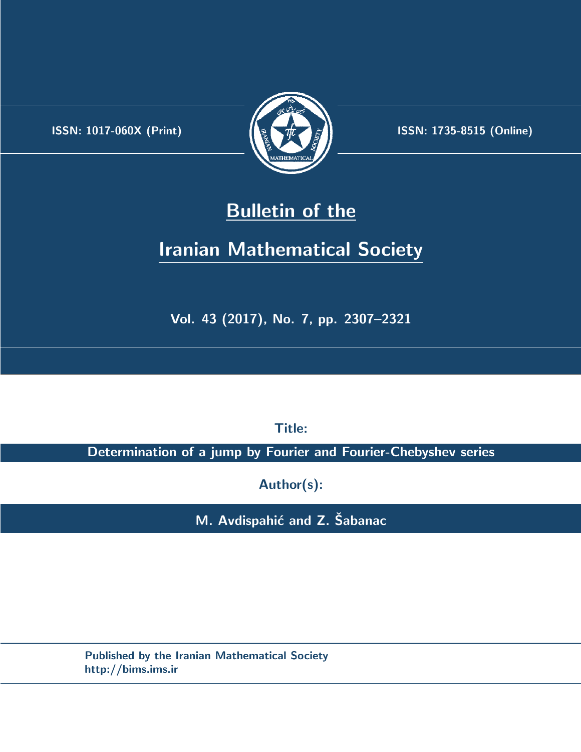ISSN: 1017-060X (Print)

ISSN: 1735-8515 (Online)

# Bulletin of the

# Iranian Mathematical Society

Vol. 43 (2017), No. 7, pp. 2307–2321

**Title:**

**Determination of a jump by Fourier and Fourier-Chebyshev series**

**Author(s):**

**M. Avdispahić and Z. Šabanac**

Published by the Iranian Mathematical Society
http://bims.ims.ir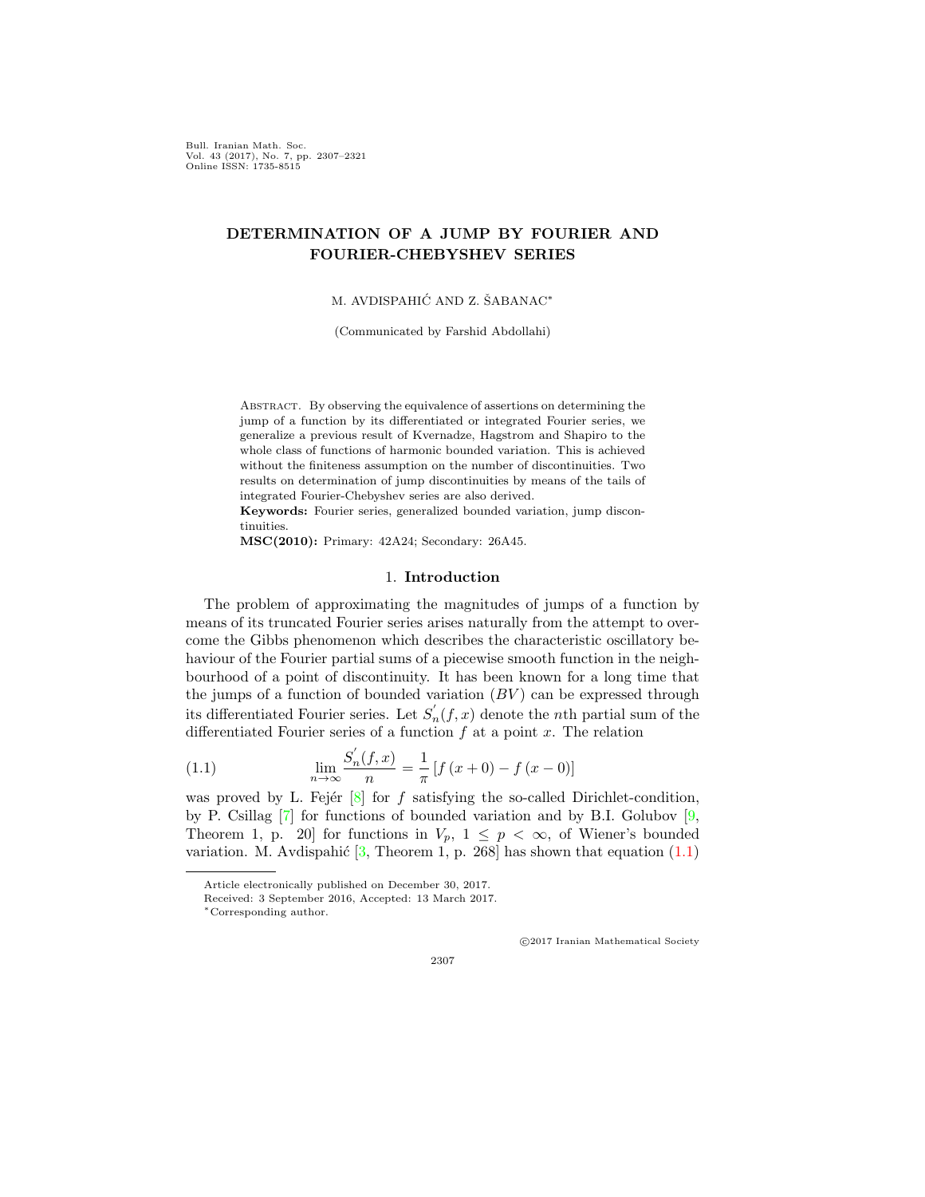# DETERMINATION OF A JUMP BY FOURIER AND FOURIER-CHEBYSHEV SERIES

M. AVDISPAHIĆ AND Z. ŠABANAC*

(Communicated by Farshid Abdollahi)

ABSTRACT. By observing the equivalence of assertions on determining the jump of a function by its differentiated or integrated Fourier series, we generalize a previous result of Kvernadze, Hagstrom and Shapiro to the whole class of functions of harmonic bounded variation. This is achieved without the finiteness assumption on the number of discontinuities. Two results on determination of jump discontinuities by means of the tails of integrated Fourier-Chebyshev series are also derived.

**Keywords:** Fourier series, generalized bounded variation, jump discontinuities.

**MSC(2010):** Primary: 42A24; Secondary: 26A45.

## 1. Introduction

The problem of approximating the magnitudes of jumps of a function by means of its truncated Fourier series arises naturally from the attempt to overcome the Gibbs phenomenon which describes the characteristic oscillatory behaviour of the Fourier partial sums of a piecewise smooth function in the neighbourhood of a point of discontinuity. It has been known for a long time that the jumps of a function of bounded variation $(BV)$ can be expressed through its differentiated Fourier series. Let $S_n^{'}(f,x)$ denote the $n$th partial sum of the differentiated Fourier series of a function $f$ at a point $x$. The relation

$$\lim_{n\to\infty}\frac{S_n^{'}(f,x)}{n}=\frac{1}{\pi}\left[f\left(x+0\right)-f\left(x-0\right)\right] \tag{1.1}$$

was proved by L. Fejér [8] for $f$ satisfying the so-called Dirichlet-condition, by P. Csillag [7] for functions of bounded variation and by B.I. Golubov [9, Theorem 1, p. 20] for functions in $V_p$, $1 \leq p < \infty$, of Wiener's bounded variation. M. Avdispahić [3, Theorem 1, p. 268] has shown that equation (1.1)

---

Article electronically published on December 30, 2017.

Received: 3 September 2016, Accepted: 13 March 2017.

*Corresponding author.

©2017 Iranian Mathematical Society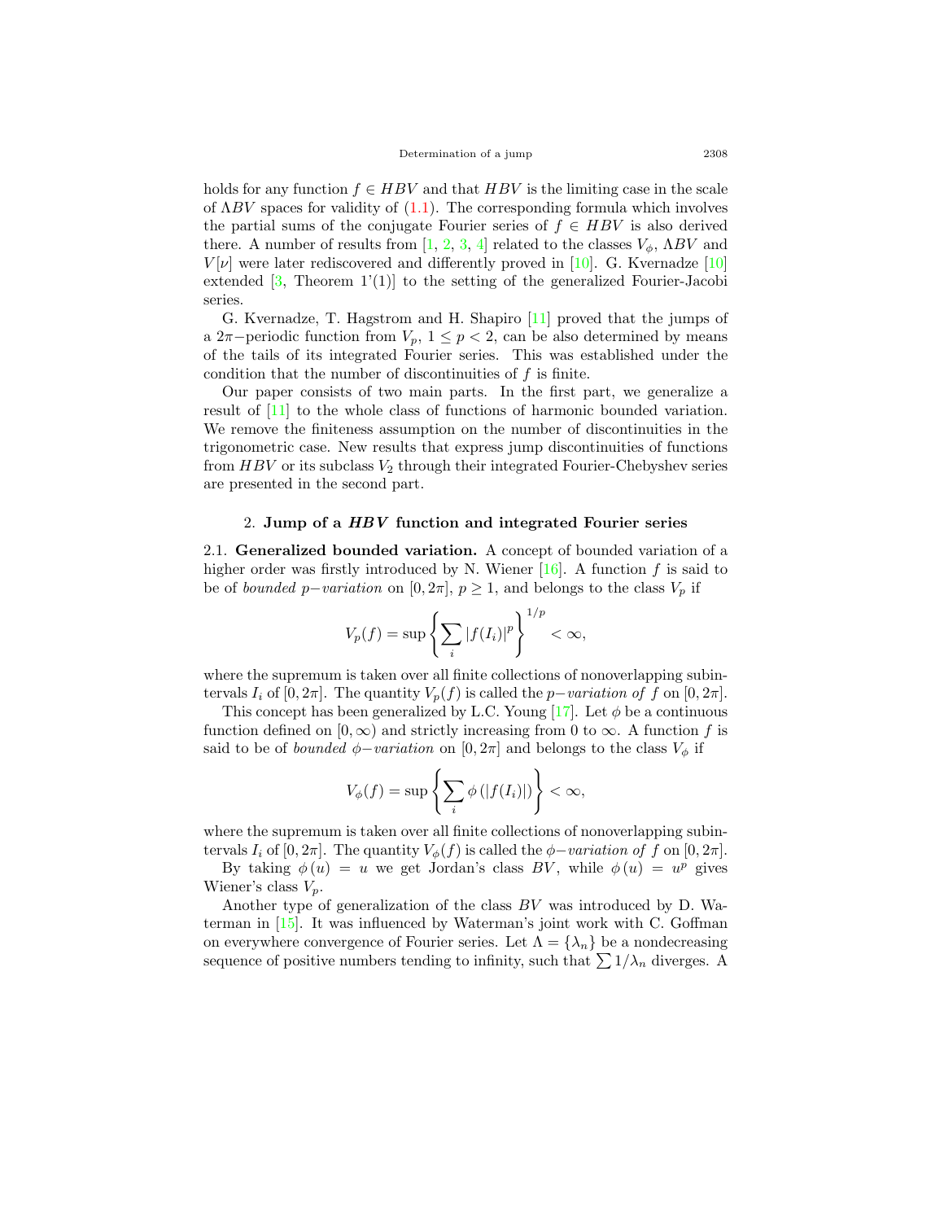holds for any function $f \in HBV$ and that $HBV$ is the limiting case in the scale of $\Lambda BV$ spaces for validity of (1.1). The corresponding formula which involves the partial sums of the conjugate Fourier series of $f \in HBV$ is also derived there. A number of results from [1, 2, 3, 4] related to the classes $V_\phi$, $\Lambda BV$ and $V[\nu]$ were later rediscovered and differently proved in [10]. G. Kvernadze [10] extended [3, Theorem 1'(1)] to the setting of the generalized Fourier-Jacobi series.

G. Kvernadze, T. Hagstrom and H. Shapiro [11] proved that the jumps of a $2\pi-$periodic function from $V_p$, $1 \leq p < 2$, can be also determined by means of the tails of its integrated Fourier series. This was established under the condition that the number of discontinuities of $f$ is finite.

Our paper consists of two main parts. In the first part, we generalize a result of [11] to the whole class of functions of harmonic bounded variation. We remove the finiteness assumption on the number of discontinuities in the trigonometric case. New results that express jump discontinuities of functions from $HBV$ or its subclass $V_2$ through their integrated Fourier-Chebyshev series are presented in the second part.

## 2. Jump of a *HBV* function and integrated Fourier series

**2.1. Generalized bounded variation.** A concept of bounded variation of a higher order was firstly introduced by N. Wiener [16]. A function $f$ is said to be of *bounded $p-$variation* on $[0, 2\pi]$, $p \geq 1$, and belongs to the class $V_p$ if

$$V_p(f) = \sup \left\{ \sum_i |f(I_i)|^p \right\}^{1/p} < \infty,$$

where the supremum is taken over all finite collections of nonoverlapping subintervals $I_i$ of $[0, 2\pi]$. The quantity $V_p(f)$ is called the *$p-$variation of $f$* on $[0, 2\pi]$.

This concept has been generalized by L.C. Young [17]. Let $\phi$ be a continuous function defined on $[0, \infty)$ and strictly increasing from 0 to $\infty$. A function $f$ is said to be of *bounded $\phi-$variation* on $[0, 2\pi]$ and belongs to the class $V_\phi$ if

$$V_\phi(f) = \sup \left\{ \sum_i \phi\left(|f(I_i)|\right) \right\} < \infty,$$

where the supremum is taken over all finite collections of nonoverlapping subintervals $I_i$ of $[0, 2\pi]$. The quantity $V_\phi(f)$ is called the *$\phi-$variation of $f$* on $[0, 2\pi]$.

By taking $\phi(u) = u$ we get Jordan's class $BV$, while $\phi(u) = u^p$ gives Wiener's class $V_p$.

Another type of generalization of the class $BV$ was introduced by D. Waterman in [15]. It was influenced by Waterman's joint work with C. Goffman on everywhere convergence of Fourier series. Let $\Lambda = \{\lambda_n\}$ be a nondecreasing sequence of positive numbers tending to infinity, such that $\sum 1/\lambda_n$ diverges. A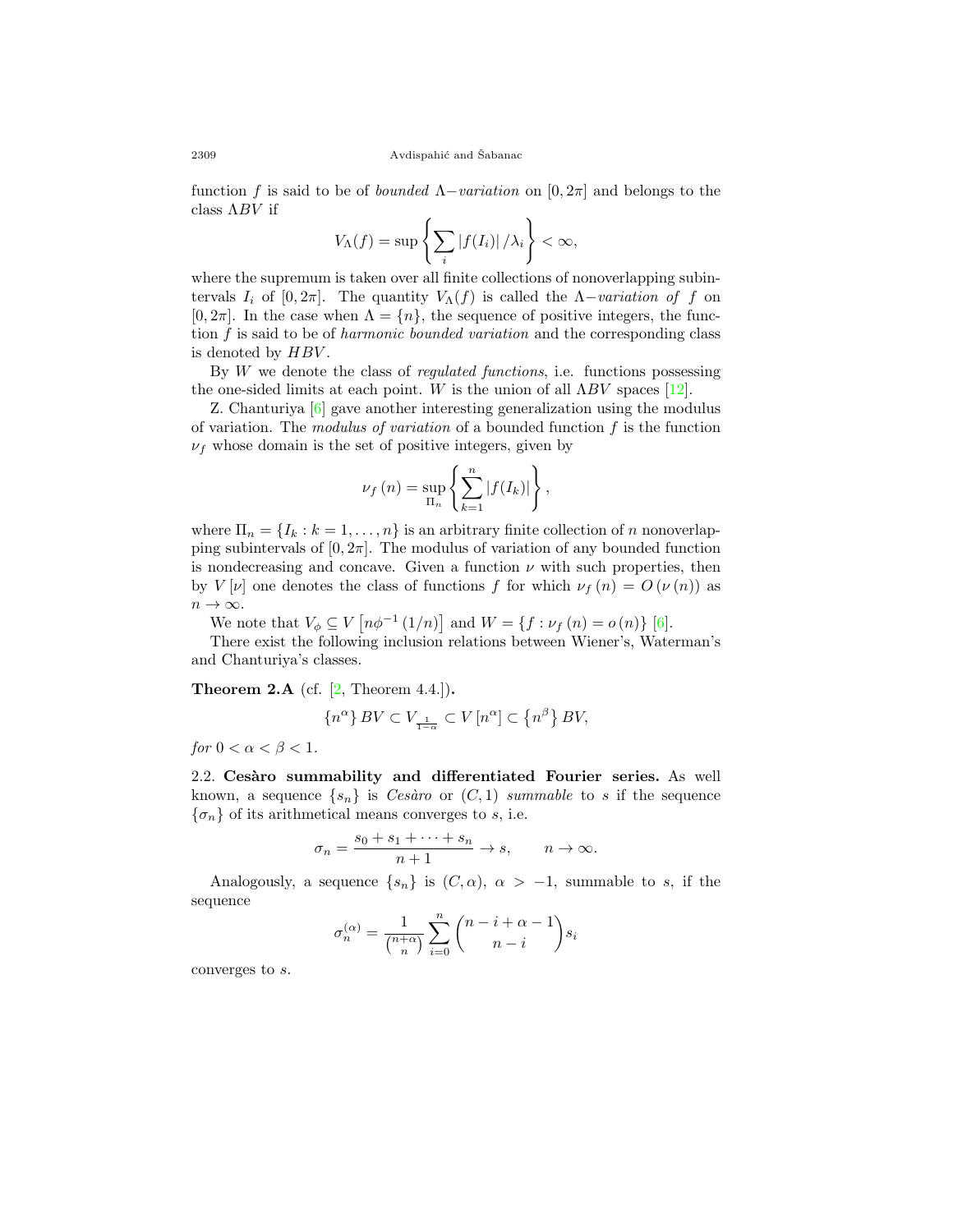function $f$ is said to be of *bounded* $\Lambda-$*variation* on $[0,2\pi]$ and belongs to the class $\Lambda BV$ if

$$V_\Lambda(f) = \sup \left\{ \sum_i |f(I_i)| / \lambda_i \right\} < \infty,$$

where the supremum is taken over all finite collections of nonoverlapping subintervals $I_i$ of $[0,2\pi]$. The quantity $V_\Lambda(f)$ is called the $\Lambda-$*variation of* $f$ on $[0,2\pi]$. In the case when $\Lambda = \{n\}$, the sequence of positive integers, the function $f$ is said to be of *harmonic bounded variation* and the corresponding class is denoted by $HBV$.

By $W$ we denote the class of *regulated functions*, i.e. functions possessing the one-sided limits at each point. $W$ is the union of all $\Lambda BV$ spaces [12].

Z. Chanturiya [6] gave another interesting generalization using the modulus of variation. The *modulus of variation* of a bounded function $f$ is the function $\nu_f$ whose domain is the set of positive integers, given by

$$\nu_f(n) = \sup_{\Pi_n} \left\{ \sum_{k=1}^{n} |f(I_k)| \right\},$$

where $\Pi_n = \{I_k : k = 1, \dots, n\}$ is an arbitrary finite collection of $n$ nonoverlapping subintervals of $[0,2\pi]$. The modulus of variation of any bounded function is nondecreasing and concave. Given a function $\nu$ with such properties, then by $V[\nu]$ one denotes the class of functions $f$ for which $\nu_f(n) = O(\nu(n))$ as $n \to \infty$.

We note that $V_\phi \subseteq V\left[n\phi^{-1}(1/n)\right]$ and $W = \{f : \nu_f(n) = o(n)\}$ [6].

There exist the following inclusion relations between Wiener's, Waterman's and Chanturiya's classes.

**Theorem 2.A** (cf. [2, Theorem 4.4.])**.**

$$\{n^\alpha\} BV \subset V_{\frac{1}{1-\alpha}} \subset V[n^\alpha] \subset \left\{n^\beta\right\} BV,$$

*for* $0 < \alpha < \beta < 1$.

2.2. **Cesàro summability and differentiated Fourier series.** As well known, a sequence $\{s_n\}$ is *Cesàro* or $(C,1)$ *summable* to $s$ if the sequence $\{\sigma_n\}$ of its arithmetical means converges to $s$, i.e.

$$\sigma_n = \frac{s_0 + s_1 + \cdots + s_n}{n+1} \to s, \qquad n \to \infty.$$

Analogously, a sequence $\{s_n\}$ is $(C,\alpha)$, $\alpha > -1$, summable to $s$, if the sequence

$$\sigma_n^{(\alpha)} = \frac{1}{\binom{n+\alpha}{n}} \sum_{i=0}^{n} \binom{n-i+\alpha-1}{n-i} s_i$$

converges to $s$.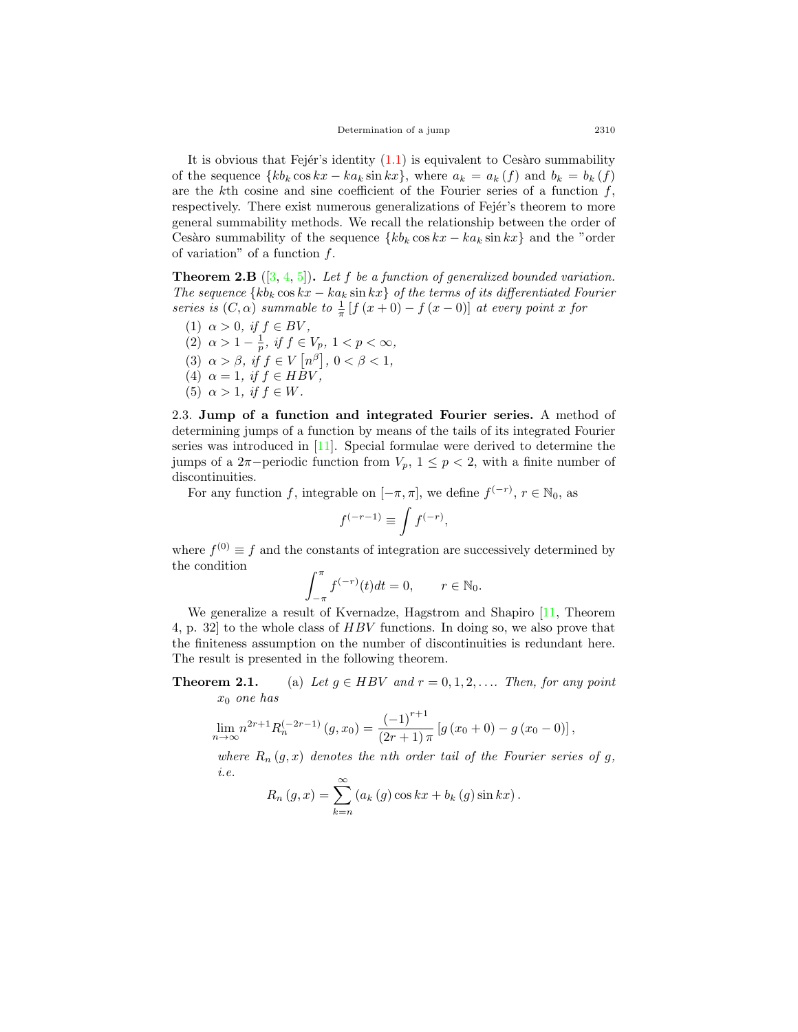It is obvious that Fejér's identity (1.1) is equivalent to Cesàro summability of the sequence $\{kb_k \cos kx - ka_k \sin kx\}$, where $a_k = a_k(f)$ and $b_k = b_k(f)$ are the $k$th cosine and sine coefficient of the Fourier series of a function $f$, respectively. There exist numerous generalizations of Fejér's theorem to more general summability methods. We recall the relationship between the order of Cesàro summability of the sequence $\{kb_k \cos kx - ka_k \sin kx\}$ and the "order of variation" of a function $f$.

**Theorem 2.B** ([3, 4, 5])**.** *Let $f$ be a function of generalized bounded variation. The sequence $\{kb_k \cos kx - ka_k \sin kx\}$ of the terms of its differentiated Fourier series is $(C, \alpha)$ summable to $\frac{1}{\pi}[f(x+0) - f(x-0)]$ at every point $x$ for*

1. $\alpha > 0$, *if* $f \in BV$,
2. $\alpha > 1 - \frac{1}{p}$, *if* $f \in V_p$, $1 < p < \infty$,
3. $\alpha > \beta$, *if* $f \in V[n^\beta]$, $0 < \beta < 1$,
4. $\alpha = 1$, *if* $f \in HBV$,
5. $\alpha > 1$, *if* $f \in W$.

2.3. **Jump of a function and integrated Fourier series.** A method of determining jumps of a function by means of the tails of its integrated Fourier series was introduced in [11]. Special formulae were derived to determine the jumps of a $2\pi$−periodic function from $V_p$, $1 \leq p < 2$, with a finite number of discontinuities.

For any function $f$, integrable on $[-\pi, \pi]$, we define $f^{(-r)}$, $r \in \mathbb{N}_0$, as

$$f^{(-r-1)} \equiv \int f^{(-r)},$$

where $f^{(0)} \equiv f$ and the constants of integration are successively determined by the condition

$$\int_{-\pi}^{\pi} f^{(-r)}(t)dt = 0, \qquad r \in \mathbb{N}_0.$$

We generalize a result of Kvernadze, Hagstrom and Shapiro [11, Theorem 4, p. 32] to the whole class of $HBV$ functions. In doing so, we also prove that the finiteness assumption on the number of discontinuities is redundant here. The result is presented in the following theorem.

**Theorem 2.1.** (a) *Let $g \in HBV$ and $r = 0, 1, 2, \ldots$. Then, for any point $x_0$ one has*

$$\lim_{n \to \infty} n^{2r+1} R_n^{(-2r-1)}(g, x_0) = \frac{(-1)^{r+1}}{(2r+1)\pi}[g(x_0+0) - g(x_0-0)],$$

*where $R_n(g, x)$ denotes the $n$th order tail of the Fourier series of $g$, i.e.*

$$R_n(g, x) = \sum_{k=n}^{\infty} (a_k(g) \cos kx + b_k(g) \sin kx).$$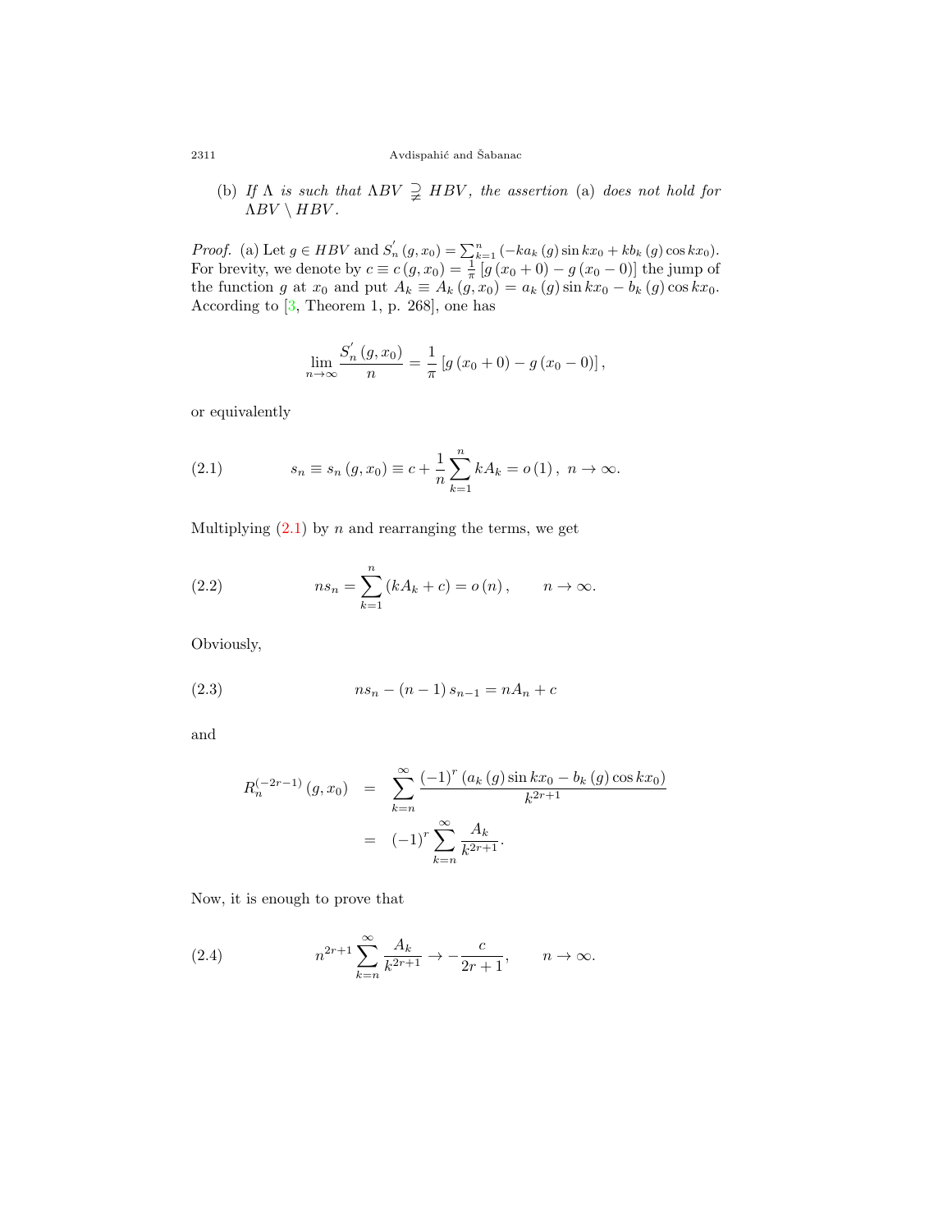(b) *If* $\Lambda$ *is such that* $\Lambda BV \supsetneqq HBV$, *the assertion* (a) *does not hold for* $\Lambda BV \setminus HBV$.

*Proof.* (a) Let $g \in HBV$ and $S_n^{'}(g, x_0) = \sum_{k=1}^{n} (-ka_k(g) \sin kx_0 + kb_k(g) \cos kx_0)$. For brevity, we denote by $c \equiv c(g, x_0) = \frac{1}{\pi}[g(x_0 + 0) - g(x_0 - 0)]$ the jump of the function $g$ at $x_0$ and put $A_k \equiv A_k(g, x_0) = a_k(g) \sin kx_0 - b_k(g) \cos kx_0$. According to [3, Theorem 1, p. 268], one has

$$\lim_{n\to\infty} \frac{S_n^{'}(g, x_0)}{n} = \frac{1}{\pi}[g(x_0 + 0) - g(x_0 - 0)],$$

or equivalently

$$s_n \equiv s_n(g, x_0) \equiv c + \frac{1}{n}\sum_{k=1}^{n} kA_k = o(1), \ n \to \infty. \tag{2.1}$$

Multiplying (2.1) by $n$ and rearranging the terms, we get

$$ns_n = \sum_{k=1}^{n} (kA_k + c) = o(n), \qquad n \to \infty. \tag{2.2}$$

Obviously,

$$ns_n - (n-1)s_{n-1} = nA_n + c \tag{2.3}$$

and

$$\begin{aligned} R_n^{(-2r-1)}(g, x_0) &= \sum_{k=n}^{\infty} \frac{(-1)^r (a_k(g) \sin kx_0 - b_k(g) \cos kx_0)}{k^{2r+1}} \\ &= (-1)^r \sum_{k=n}^{\infty} \frac{A_k}{k^{2r+1}}. \end{aligned}$$

Now, it is enough to prove that

$$n^{2r+1} \sum_{k=n}^{\infty} \frac{A_k}{k^{2r+1}} \to -\frac{c}{2r+1}, \qquad n \to \infty. \tag{2.4}$$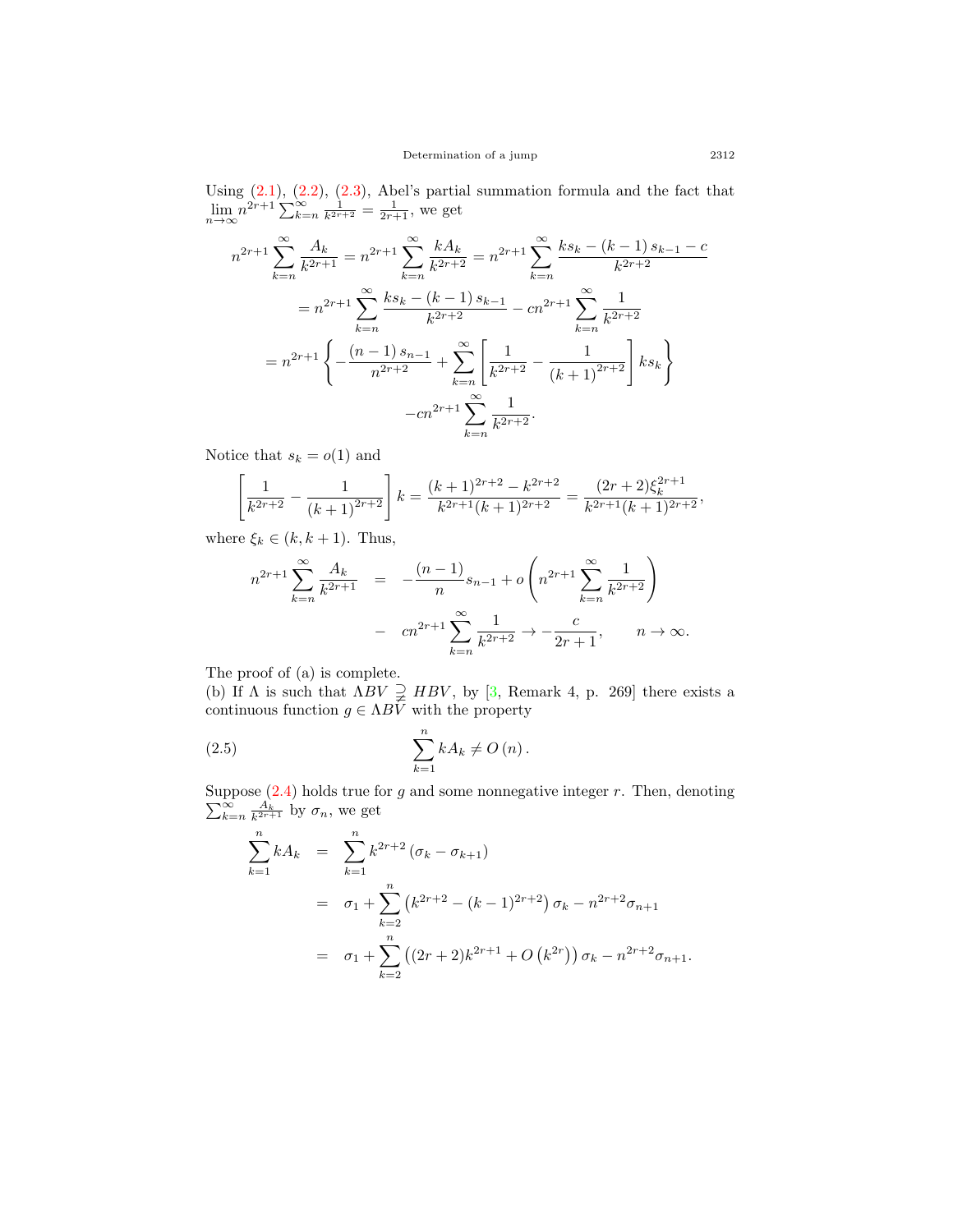Using (2.1), (2.2), (2.3), Abel's partial summation formula and the fact that $\lim\limits_{n\to\infty} n^{2r+1}\sum_{k=n}^{\infty}\frac{1}{k^{2r+2}} = \frac{1}{2r+1}$, we get

$$
\begin{aligned}
n^{2r+1}\sum_{k=n}^{\infty}\frac{A_k}{k^{2r+1}} &= n^{2r+1}\sum_{k=n}^{\infty}\frac{kA_k}{k^{2r+2}} = n^{2r+1}\sum_{k=n}^{\infty}\frac{ks_k-(k-1)\,s_{k-1}-c}{k^{2r+2}}\\
&= n^{2r+1}\sum_{k=n}^{\infty}\frac{ks_k-(k-1)\,s_{k-1}}{k^{2r+2}} - cn^{2r+1}\sum_{k=n}^{\infty}\frac{1}{k^{2r+2}}\\
&= n^{2r+1}\left\{-\frac{(n-1)\,s_{n-1}}{n^{2r+2}}+\sum_{k=n}^{\infty}\left[\frac{1}{k^{2r+2}}-\frac{1}{(k+1)^{2r+2}}\right]ks_k\right\}\\
&\qquad -cn^{2r+1}\sum_{k=n}^{\infty}\frac{1}{k^{2r+2}}.
\end{aligned}
$$

Notice that $s_k = o(1)$ and

$$
\left[\frac{1}{k^{2r+2}}-\frac{1}{(k+1)^{2r+2}}\right]k = \frac{(k+1)^{2r+2}-k^{2r+2}}{k^{2r+1}(k+1)^{2r+2}} = \frac{(2r+2)\xi_k^{2r+1}}{k^{2r+1}(k+1)^{2r+2}},
$$

where $\xi_k \in (k, k+1)$. Thus,

$$
\begin{aligned}
n^{2r+1}\sum_{k=n}^{\infty}\frac{A_k}{k^{2r+1}} &= -\frac{(n-1)}{n}s_{n-1} + o\left(n^{2r+1}\sum_{k=n}^{\infty}\frac{1}{k^{2r+2}}\right)\\
&\quad - cn^{2r+1}\sum_{k=n}^{\infty}\frac{1}{k^{2r+2}} \to -\frac{c}{2r+1}, \qquad n\to\infty.
\end{aligned}
$$

The proof of (a) is complete.

(b) If $\Lambda$ is such that $\Lambda BV \supsetneqq HBV$, by [3, Remark 4, p. 269] there exists a continuous function $g \in \Lambda BV$ with the property

$$
\sum_{k=1}^{n} kA_k \neq O(n). \tag{2.5}
$$

Suppose (2.4) holds true for $g$ and some nonnegative integer $r$. Then, denoting $\sum_{k=n}^{\infty}\frac{A_k}{k^{2r+1}}$ by $\sigma_n$, we get

$$
\begin{aligned}
\sum_{k=1}^{n} kA_k &= \sum_{k=1}^{n} k^{2r+2}\left(\sigma_k - \sigma_{k+1}\right)\\
&= \sigma_1 + \sum_{k=2}^{n}\left(k^{2r+2}-(k-1)^{2r+2}\right)\sigma_k - n^{2r+2}\sigma_{n+1}\\
&= \sigma_1 + \sum_{k=2}^{n}\left((2r+2)k^{2r+1}+O\left(k^{2r}\right)\right)\sigma_k - n^{2r+2}\sigma_{n+1}.
\end{aligned}
$$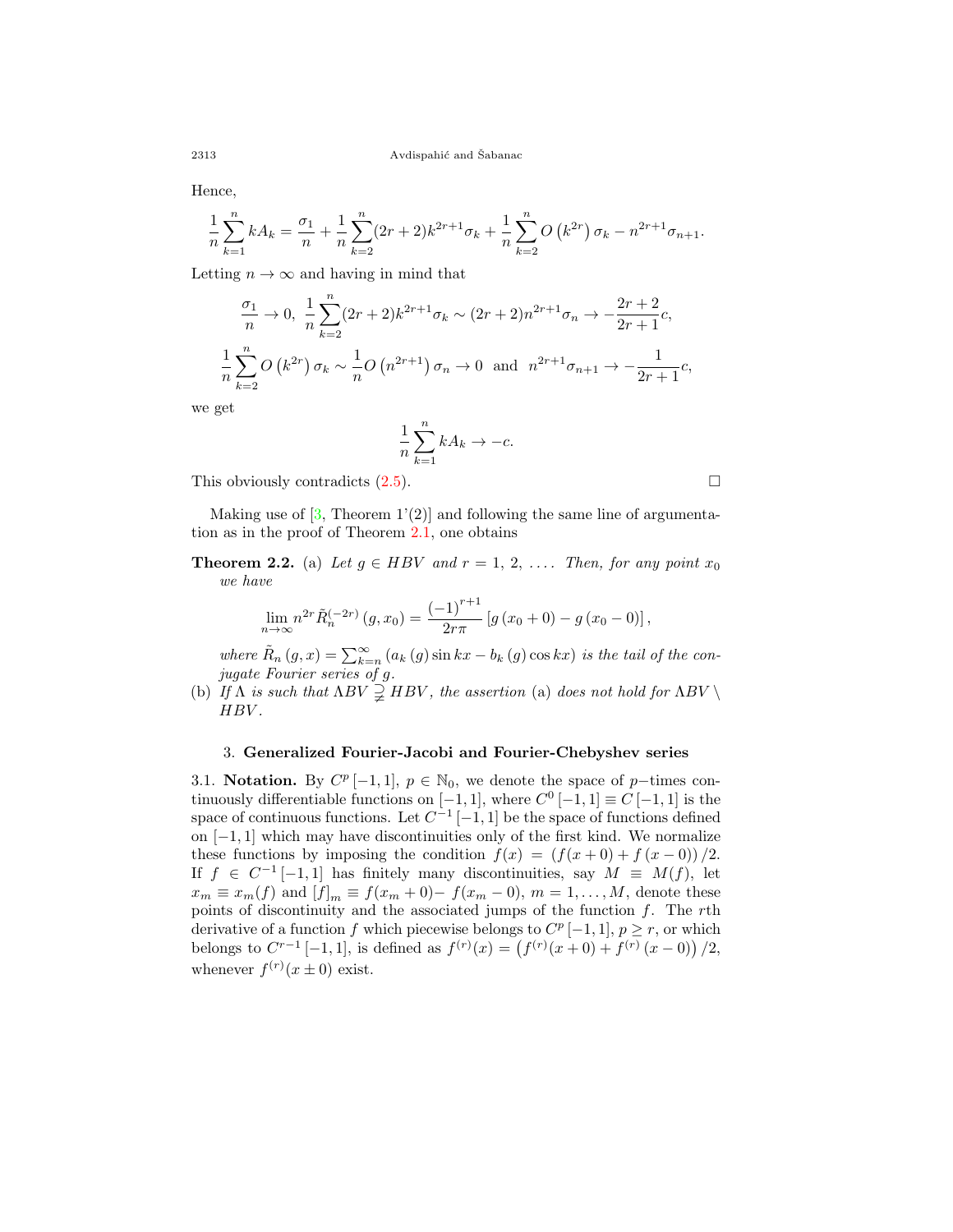Hence,

$$\frac{1}{n}\sum_{k=1}^{n} kA_k = \frac{\sigma_1}{n} + \frac{1}{n}\sum_{k=2}^{n}(2r+2)k^{2r+1}\sigma_k + \frac{1}{n}\sum_{k=2}^{n} O\left(k^{2r}\right)\sigma_k - n^{2r+1}\sigma_{n+1}.$$

Letting $n \to \infty$ and having in mind that

$$\frac{\sigma_1}{n} \to 0,\ \frac{1}{n}\sum_{k=2}^{n}(2r+2)k^{2r+1}\sigma_k \sim (2r+2)n^{2r+1}\sigma_n \to -\frac{2r+2}{2r+1}c,$$

$$\frac{1}{n}\sum_{k=2}^{n} O\left(k^{2r}\right)\sigma_k \sim \frac{1}{n}O\left(n^{2r+1}\right)\sigma_n \to 0 \ \text{ and } \ n^{2r+1}\sigma_{n+1} \to -\frac{1}{2r+1}c,$$

we get

$$\frac{1}{n}\sum_{k=1}^{n} kA_k \to -c.$$

This obviously contradicts (2.5). □

Making use of [3, Theorem 1'(2)] and following the same line of argumentation as in the proof of Theorem 2.1, one obtains

**Theorem 2.2.** (a) *Let $g \in HBV$ and $r = 1, 2, \ldots$. Then, for any point $x_0$ we have*

$$\lim_{n\to\infty} n^{2r}\tilde{R}_n^{(-2r)}\left(g, x_0\right) = \frac{(-1)^{r+1}}{2r\pi}\left[g\left(x_0+0\right) - g\left(x_0-0\right)\right],$$

*where $\tilde{R}_n\left(g, x\right) = \sum_{k=n}^{\infty}\left(a_k\left(g\right)\sin kx - b_k\left(g\right)\cos kx\right)$ is the tail of the conjugate Fourier series of $g$.*

(b) *If $\Lambda$ is such that $\Lambda BV \supsetneqq HBV$, the assertion* (a) *does not hold for $\Lambda BV \setminus HBV$.*

## 3. Generalized Fourier-Jacobi and Fourier-Chebyshev series

3.1. **Notation.** By $C^p\left[-1,1\right]$, $p \in \mathbb{N}_0$, we denote the space of $p-$times continuously differentiable functions on $[-1,1]$, where $C^0\left[-1,1\right] \equiv C\left[-1,1\right]$ is the space of continuous functions. Let $C^{-1}\left[-1,1\right]$ be the space of functions defined on $[-1,1]$ which may have discontinuities only of the first kind. We normalize these functions by imposing the condition $f(x) = \left(f(x+0) + f\left(x-0\right)\right)/2$. If $f \in C^{-1}\left[-1,1\right]$ has finitely many discontinuities, say $M \equiv M(f)$, let $x_m \equiv x_m(f)$ and $[f]_m \equiv f(x_m+0) - f(x_m-0)$, $m = 1, \ldots, M$, denote these points of discontinuity and the associated jumps of the function $f$. The $r$th derivative of a function $f$ which piecewise belongs to $C^p\left[-1,1\right]$, $p \geq r$, or which belongs to $C^{r-1}\left[-1,1\right]$, is defined as $f^{(r)}(x) = \left(f^{(r)}(x+0) + f^{(r)}\left(x-0\right)\right)/2$, whenever $f^{(r)}(x \pm 0)$ exist.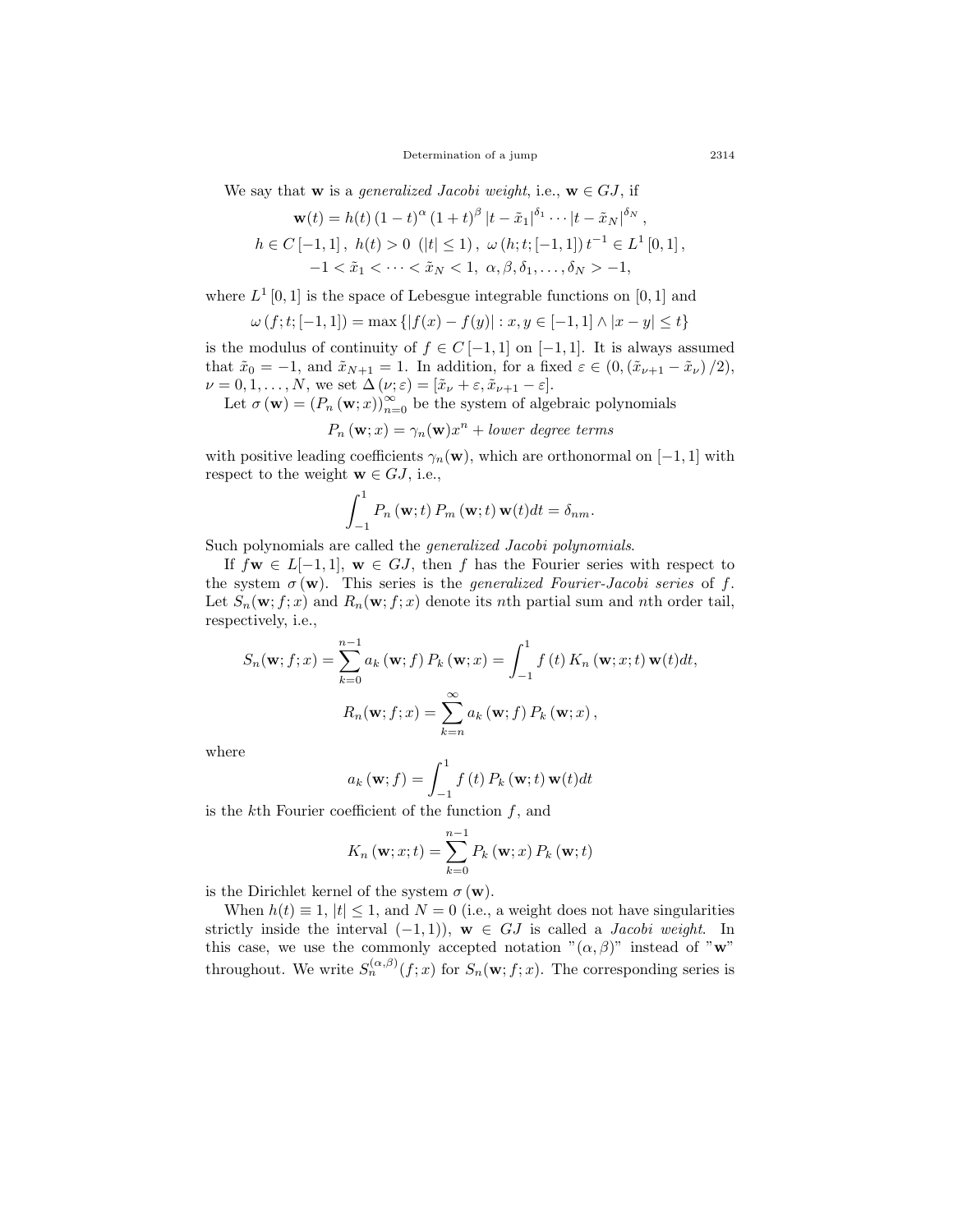We say that $\mathbf{w}$ is a *generalized Jacobi weight*, i.e., $\mathbf{w} \in GJ$, if

$$\mathbf{w}(t) = h(t)\,(1-t)^{\alpha}\,(1+t)^{\beta}\,|t-\tilde{x}_1|^{\delta_1}\cdots|t-\tilde{x}_N|^{\delta_N}\,,$$
$$h \in C\,[-1,1]\,,\ h(t) > 0\ \ (|t| \le 1)\,,\ \omega\,(h;t;[-1,1])\,t^{-1} \in L^1\,[0,1]\,,$$
$$-1 < \tilde{x}_1 < \cdots < \tilde{x}_N < 1,\ \alpha, \beta, \delta_1, \ldots, \delta_N > -1,$$

where $L^1\,[0,1]$ is the space of Lebesgue integrable functions on $[0,1]$ and

$$\omega\,(f;t;[-1,1]) = \max\left\{|f(x)-f(y)| : x,y \in [-1,1] \wedge |x-y| \le t\right\}$$

is the modulus of continuity of $f \in C\,[-1,1]$ on $[-1,1]$. It is always assumed that $\tilde{x}_0 = -1$, and $\tilde{x}_{N+1} = 1$. In addition, for a fixed $\varepsilon \in (0, (\tilde{x}_{\nu+1} - \tilde{x}_{\nu})/2)$, $\nu = 0, 1, \ldots, N$, we set $\Delta\,(\nu;\varepsilon) = [\tilde{x}_{\nu} + \varepsilon, \tilde{x}_{\nu+1} - \varepsilon]$.

Let $\sigma\,(\mathbf{w}) = (P_n\,(\mathbf{w};x))_{n=0}^{\infty}$ be the system of algebraic polynomials

$$P_n\,(\mathbf{w};x) = \gamma_n(\mathbf{w})x^n + \textit{lower degree terms}$$

with positive leading coefficients $\gamma_n(\mathbf{w})$, which are orthonormal on $[-1,1]$ with respect to the weight $\mathbf{w} \in GJ$, i.e.,

$$\int_{-1}^{1} P_n\,(\mathbf{w};t)\,P_m\,(\mathbf{w};t)\,\mathbf{w}(t)dt = \delta_{nm}.$$

Such polynomials are called the *generalized Jacobi polynomials*.

If $f\mathbf{w} \in L[-1,1]$, $\mathbf{w} \in GJ$, then $f$ has the Fourier series with respect to the system $\sigma\,(\mathbf{w})$. This series is the *generalized Fourier-Jacobi series* of $f$. Let $S_n(\mathbf{w};f;x)$ and $R_n(\mathbf{w};f;x)$ denote its $n$th partial sum and $n$th order tail, respectively, i.e.,

$$S_n(\mathbf{w};f;x) = \sum_{k=0}^{n-1} a_k\,(\mathbf{w};f)\,P_k\,(\mathbf{w};x) = \int_{-1}^{1} f\,(t)\,K_n\,(\mathbf{w};x;t)\,\mathbf{w}(t)dt,$$

$$R_n(\mathbf{w};f;x) = \sum_{k=n}^{\infty} a_k\,(\mathbf{w};f)\,P_k\,(\mathbf{w};x)\,,$$

where

$$a_k\,(\mathbf{w};f) = \int_{-1}^{1} f\,(t)\,P_k\,(\mathbf{w};t)\,\mathbf{w}(t)dt$$

is the $k$th Fourier coefficient of the function $f$, and

$$K_n\,(\mathbf{w};x;t) = \sum_{k=0}^{n-1} P_k\,(\mathbf{w};x)\,P_k\,(\mathbf{w};t)$$

is the Dirichlet kernel of the system $\sigma\,(\mathbf{w})$.

When $h(t) \equiv 1$, $|t| \le 1$, and $N = 0$ (i.e., a weight does not have singularities strictly inside the interval $(-1,1)$), $\mathbf{w} \in GJ$ is called a *Jacobi weight*. In this case, we use the commonly accepted notation "$(\alpha,\beta)$" instead of "$\mathbf{w}$" throughout. We write $S_n^{(\alpha,\beta)}(f;x)$ for $S_n(\mathbf{w};f;x)$. The corresponding series is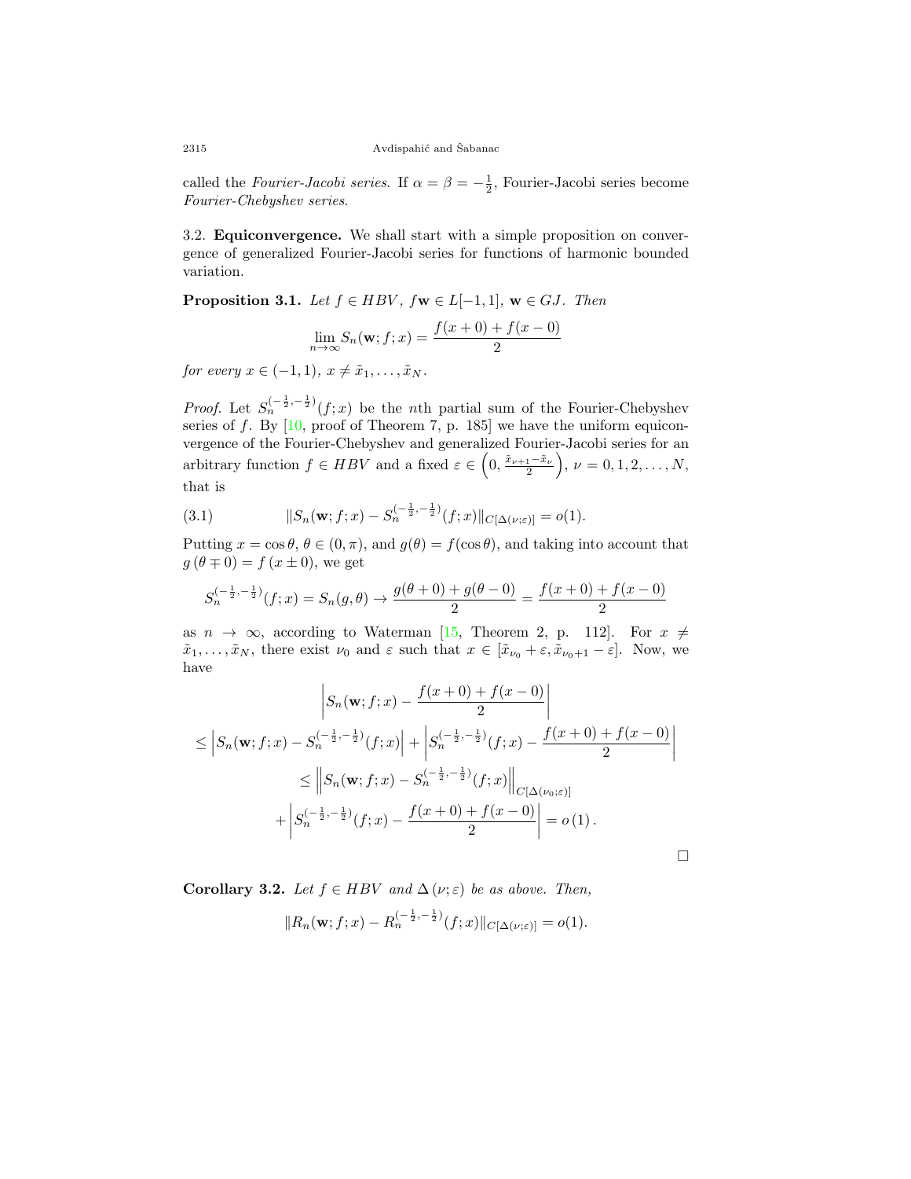called the *Fourier-Jacobi series*. If $\alpha = \beta = -\frac{1}{2}$, Fourier-Jacobi series become *Fourier-Chebyshev series*.

3.2. **Equiconvergence.** We shall start with a simple proposition on convergence of generalized Fourier-Jacobi series for functions of harmonic bounded variation.

**Proposition 3.1.** *Let $f \in HBV$, $f\mathbf{w} \in L[-1,1]$, $\mathbf{w} \in GJ$. Then*

$$\lim_{n\to\infty} S_n(\mathbf{w}; f; x) = \frac{f(x+0) + f(x-0)}{2}$$

*for every $x \in (-1,1)$, $x \neq \tilde{x}_1, \ldots, \tilde{x}_N$.*

*Proof.* Let $S_n^{(-\frac{1}{2},-\frac{1}{2})}(f;x)$ be the $n$th partial sum of the Fourier-Chebyshev series of $f$. By [10, proof of Theorem 7, p. 185] we have the uniform equiconvergence of the Fourier-Chebyshev and generalized Fourier-Jacobi series for an arbitrary function $f \in HBV$ and a fixed $\varepsilon \in \left(0, \frac{\tilde{x}_{\nu+1} - \tilde{x}_\nu}{2}\right)$, $\nu = 0, 1, 2, \ldots, N$, that is

$$\|S_n(\mathbf{w}; f; x) - S_n^{(-\frac{1}{2},-\frac{1}{2})}(f;x)\|_{C[\Delta(\nu;\varepsilon)]} = o(1). \tag{3.1}$$

Putting $x = \cos\theta$, $\theta \in (0,\pi)$, and $g(\theta) = f(\cos\theta)$, and taking into account that $g(\theta \mp 0) = f(x \pm 0)$, we get

$$S_n^{(-\frac{1}{2},-\frac{1}{2})}(f;x) = S_n(g,\theta) \to \frac{g(\theta+0) + g(\theta-0)}{2} = \frac{f(x+0) + f(x-0)}{2}$$

as $n \to \infty$, according to Waterman [15, Theorem 2, p. 112]. For $x \neq \tilde{x}_1, \ldots, \tilde{x}_N$, there exist $\nu_0$ and $\varepsilon$ such that $x \in [\tilde{x}_{\nu_0} + \varepsilon, \tilde{x}_{\nu_0+1} - \varepsilon]$. Now, we have

$$\begin{aligned}
&\left| S_n(\mathbf{w}; f; x) - \frac{f(x+0) + f(x-0)}{2} \right| \\
&\leq \left| S_n(\mathbf{w}; f; x) - S_n^{(-\frac{1}{2},-\frac{1}{2})}(f;x) \right| + \left| S_n^{(-\frac{1}{2},-\frac{1}{2})}(f;x) - \frac{f(x+0) + f(x-0)}{2} \right| \\
&\leq \left\| S_n(\mathbf{w}; f; x) - S_n^{(-\frac{1}{2},-\frac{1}{2})}(f;x) \right\|_{C[\Delta(\nu_0;\varepsilon)]} \\
&\quad + \left| S_n^{(-\frac{1}{2},-\frac{1}{2})}(f;x) - \frac{f(x+0) + f(x-0)}{2} \right| = o(1).
\end{aligned}$$

□

**Corollary 3.2.** *Let $f \in HBV$ and $\Delta(\nu;\varepsilon)$ be as above. Then,*

$$\|R_n(\mathbf{w}; f; x) - R_n^{(-\frac{1}{2},-\frac{1}{2})}(f;x)\|_{C[\Delta(\nu;\varepsilon)]} = o(1).$$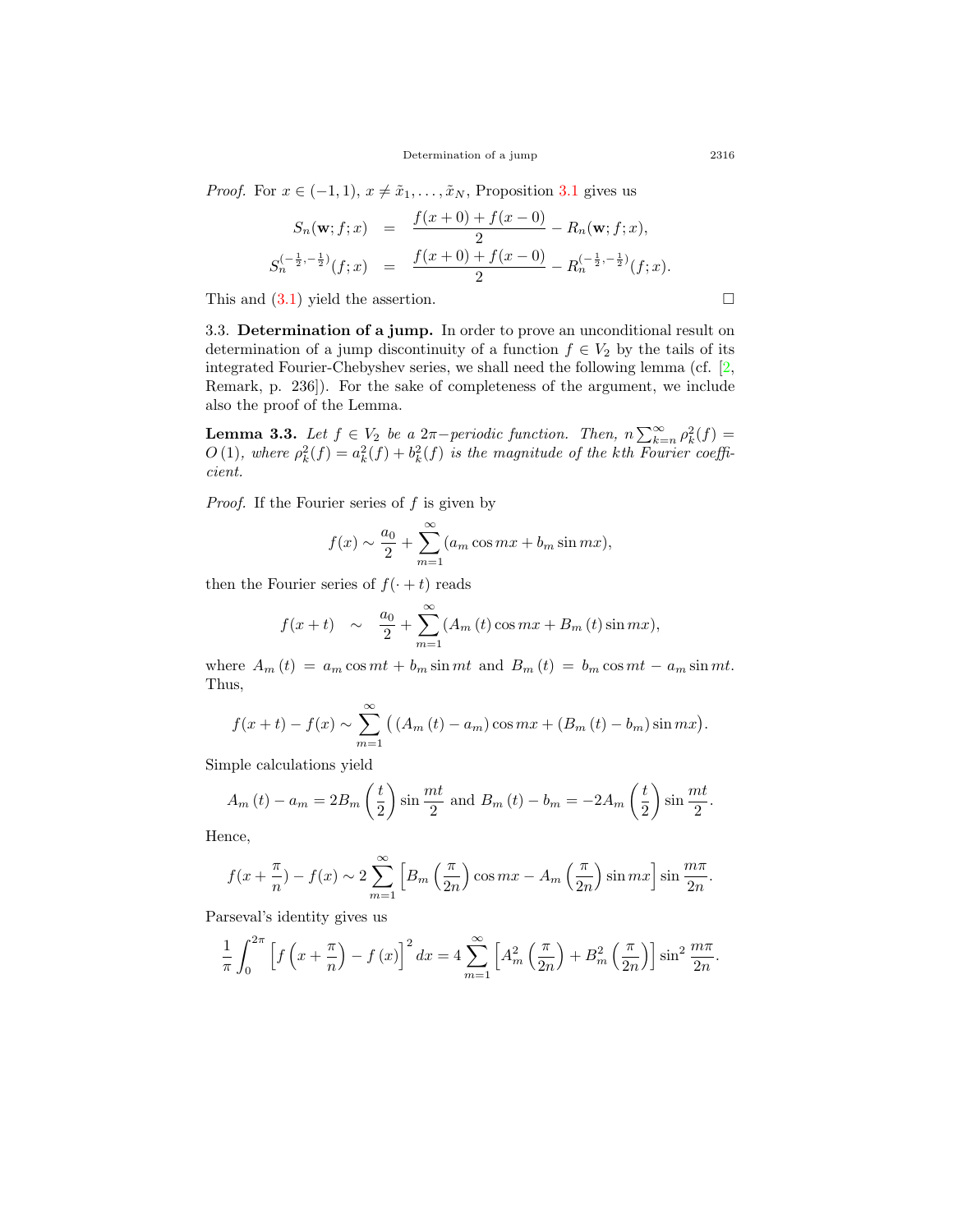*Proof.* For $x \in (-1,1)$, $x \neq \tilde{x}_1, \ldots, \tilde{x}_N$, Proposition 3.1 gives us

$$
\begin{aligned}
S_n(\mathbf{w}; f; x) &= \frac{f(x+0) + f(x-0)}{2} - R_n(\mathbf{w}; f; x), \\
S_n^{(-\frac{1}{2}, -\frac{1}{2})}(f; x) &= \frac{f(x+0) + f(x-0)}{2} - R_n^{(-\frac{1}{2}, -\frac{1}{2})}(f; x).
\end{aligned}
$$

This and (3.1) yield the assertion. □

3.3. **Determination of a jump.** In order to prove an unconditional result on determination of a jump discontinuity of a function $f \in V_2$ by the tails of its integrated Fourier-Chebyshev series, we shall need the following lemma (cf. [2, Remark, p. 236]). For the sake of completeness of the argument, we include also the proof of the Lemma.

**Lemma 3.3.** *Let $f \in V_2$ be a $2\pi$−periodic function. Then, $n \sum_{k=n}^{\infty} \rho_k^2(f) = O(1)$, where $\rho_k^2(f) = a_k^2(f) + b_k^2(f)$ is the magnitude of the kth Fourier coefficient.*

*Proof.* If the Fourier series of $f$ is given by

$$
f(x) \sim \frac{a_0}{2} + \sum_{m=1}^{\infty} (a_m \cos mx + b_m \sin mx),
$$

then the Fourier series of $f(\cdot + t)$ reads

$$
f(x+t) \quad \sim \quad \frac{a_0}{2} + \sum_{m=1}^{\infty} (A_m(t) \cos mx + B_m(t) \sin mx),
$$

where $A_m(t) = a_m \cos mt + b_m \sin mt$ and $B_m(t) = b_m \cos mt - a_m \sin mt$. Thus,

$$
f(x+t) - f(x) \sim \sum_{m=1}^{\infty} \big( (A_m(t) - a_m) \cos mx + (B_m(t) - b_m) \sin mx \big).
$$

Simple calculations yield

$$
A_m(t) - a_m = 2B_m\left(\frac{t}{2}\right) \sin \frac{mt}{2} \text{ and } B_m(t) - b_m = -2A_m\left(\frac{t}{2}\right) \sin \frac{mt}{2}.
$$

Hence,

$$
f(x + \frac{\pi}{n}) - f(x) \sim 2 \sum_{m=1}^{\infty} \left[ B_m\left(\frac{\pi}{2n}\right) \cos mx - A_m\left(\frac{\pi}{2n}\right) \sin mx \right] \sin \frac{m\pi}{2n}.
$$

Parseval's identity gives us

$$
\frac{1}{\pi} \int_0^{2\pi} \left[ f\left(x + \frac{\pi}{n}\right) - f(x) \right]^2 dx = 4 \sum_{m=1}^{\infty} \left[ A_m^2\left(\frac{\pi}{2n}\right) + B_m^2\left(\frac{\pi}{2n}\right) \right] \sin^2 \frac{m\pi}{2n}.
$$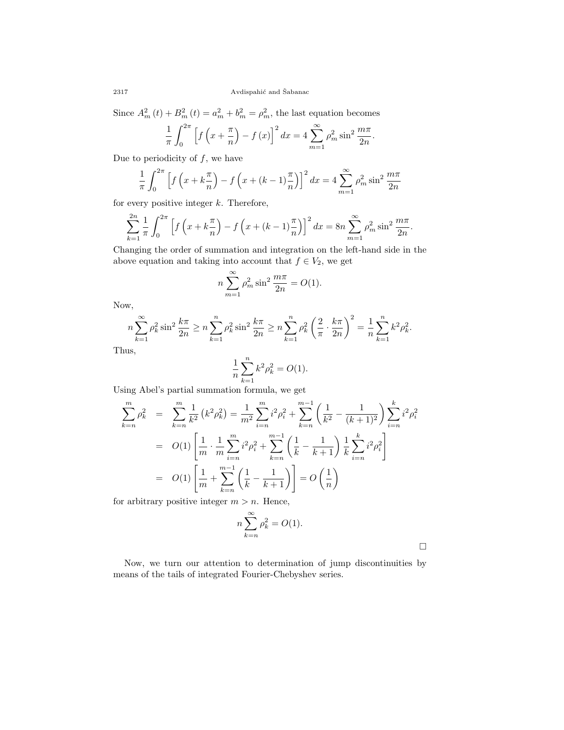Since $A_m^2(t) + B_m^2(t) = a_m^2 + b_m^2 = \rho_m^2$, the last equation becomes

$$\frac{1}{\pi}\int_0^{2\pi}\left[f\left(x+\frac{\pi}{n}\right)-f(x)\right]^2 dx = 4\sum_{m=1}^{\infty}\rho_m^2\sin^2\frac{m\pi}{2n}.$$

Due to periodicity of $f$, we have

$$\frac{1}{\pi}\int_0^{2\pi}\left[f\left(x+k\frac{\pi}{n}\right)-f\left(x+(k-1)\frac{\pi}{n}\right)\right]^2 dx = 4\sum_{m=1}^{\infty}\rho_m^2\sin^2\frac{m\pi}{2n}$$

for every positive integer $k$. Therefore,

$$\sum_{k=1}^{2n}\frac{1}{\pi}\int_0^{2\pi}\left[f\left(x+k\frac{\pi}{n}\right)-f\left(x+(k-1)\frac{\pi}{n}\right)\right]^2 dx = 8n\sum_{m=1}^{\infty}\rho_m^2\sin^2\frac{m\pi}{2n}.$$

Changing the order of summation and integration on the left-hand side in the above equation and taking into account that $f \in V_2$, we get

$$n\sum_{m=1}^{\infty}\rho_m^2\sin^2\frac{m\pi}{2n} = O(1).$$

Now,

$$n\sum_{k=1}^{\infty}\rho_k^2\sin^2\frac{k\pi}{2n} \geq n\sum_{k=1}^{n}\rho_k^2\sin^2\frac{k\pi}{2n} \geq n\sum_{k=1}^{n}\rho_k^2\left(\frac{2}{\pi}\cdot\frac{k\pi}{2n}\right)^2 = \frac{1}{n}\sum_{k=1}^{n}k^2\rho_k^2.$$

Thus,

$$\frac{1}{n}\sum_{k=1}^{n}k^2\rho_k^2 = O(1).$$

Using Abel's partial summation formula, we get

$$\begin{aligned}
\sum_{k=n}^{m}\rho_k^2 &= \sum_{k=n}^{m}\frac{1}{k^2}\left(k^2\rho_k^2\right) = \frac{1}{m^2}\sum_{i=n}^{m}i^2\rho_i^2 + \sum_{k=n}^{m-1}\left(\frac{1}{k^2}-\frac{1}{(k+1)^2}\right)\sum_{i=n}^{k}i^2\rho_i^2 \\
&= O(1)\left[\frac{1}{m}\cdot\frac{1}{m}\sum_{i=n}^{m}i^2\rho_i^2 + \sum_{k=n}^{m-1}\left(\frac{1}{k}-\frac{1}{k+1}\right)\frac{1}{k}\sum_{i=n}^{k}i^2\rho_i^2\right] \\
&= O(1)\left[\frac{1}{m}+\sum_{k=n}^{m-1}\left(\frac{1}{k}-\frac{1}{k+1}\right)\right] = O\left(\frac{1}{n}\right)
\end{aligned}$$

for arbitrary positive integer $m > n$. Hence,

$$n\sum_{k=n}^{\infty}\rho_k^2 = O(1).$$

□

Now, we turn our attention to determination of jump discontinuities by means of the tails of integrated Fourier-Chebyshev series.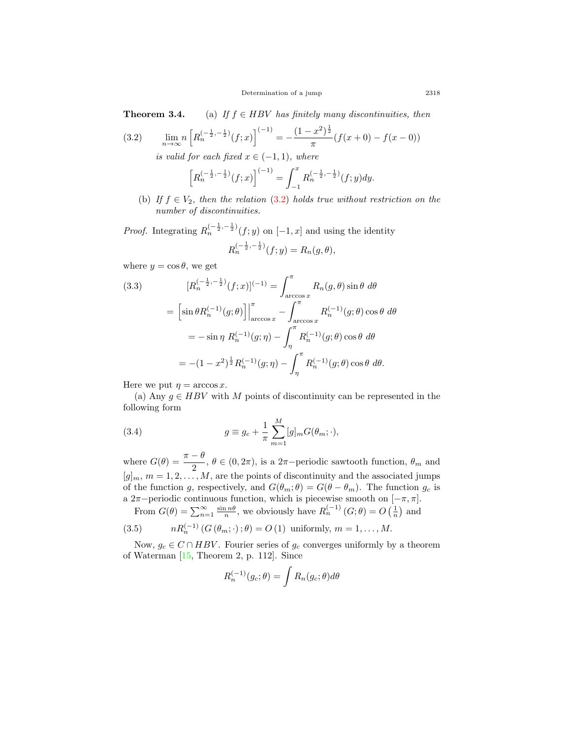**Theorem 3.4.** (a) *If $f \in HBV$ has finitely many discontinuities, then*

$$\lim_{n\to\infty} n\left[R_n^{(-\frac{1}{2},-\frac{1}{2})}(f;x)\right]^{(-1)} = -\frac{(1-x^2)^{\frac{1}{2}}}{\pi}(f(x+0)-f(x-0)) \tag{3.2}$$

*is valid for each fixed $x \in (-1,1)$, where*

$$\left[R_n^{(-\frac{1}{2},-\frac{1}{2})}(f;x)\right]^{(-1)} = \int_{-1}^{x} R_n^{(-\frac{1}{2},-\frac{1}{2})}(f;y)dy.$$

(b) *If $f \in V_2$, then the relation (3.2) holds true without restriction on the number of discontinuities.*

*Proof.* Integrating $R_n^{(-\frac{1}{2},-\frac{1}{2})}(f;y)$ on $[-1,x]$ and using the identity

$$R_n^{(-\frac{1}{2},-\frac{1}{2})}(f;y) = R_n(g,\theta),$$

where $y = \cos\theta$, we get

$$\begin{aligned}
[R_n^{(-\frac{1}{2},-\frac{1}{2})}(f;x)]^{(-1)} &= \int_{\arccos x}^{\pi} R_n(g,\theta)\sin\theta \; d\theta \\
&= \left[\sin\theta R_n^{(-1)}(g;\theta)\right]\Big|_{\arccos x}^{\pi} - \int_{\arccos x}^{\pi} R_n^{(-1)}(g;\theta)\cos\theta \; d\theta \\
&= -\sin\eta \; R_n^{(-1)}(g;\eta) - \int_{\eta}^{\pi} R_n^{(-1)}(g;\theta)\cos\theta \; d\theta \\
&= -(1-x^2)^{\frac{1}{2}} R_n^{(-1)}(g;\eta) - \int_{\eta}^{\pi} R_n^{(-1)}(g;\theta)\cos\theta \; d\theta.
\end{aligned} \tag{3.3}$$

Here we put $\eta = \arccos x$.

(a) Any $g \in HBV$ with $M$ points of discontinuity can be represented in the following form

$$g \equiv g_c + \frac{1}{\pi}\sum_{m=1}^{M} [g]_m G(\theta_m;\cdot), \tag{3.4}$$

where $G(\theta) = \dfrac{\pi-\theta}{2}$, $\theta \in (0,2\pi)$, is a $2\pi-$periodic sawtooth function, $\theta_m$ and $[g]_m$, $m = 1,2,\ldots,M$, are the points of discontinuity and the associated jumps of the function $g$, respectively, and $G(\theta_m;\theta) = G(\theta-\theta_m)$. The function $g_c$ is a $2\pi-$periodic continuous function, which is piecewise smooth on $[-\pi,\pi]$.

From $G(\theta) = \sum_{n=1}^{\infty}\frac{\sin n\theta}{n}$, we obviously have $R_n^{(-1)}(G;\theta) = O\left(\frac{1}{n}\right)$ and

$$nR_n^{(-1)}\left(G\left(\theta_m;\cdot\right);\theta\right) = O\left(1\right) \text{ uniformly, } m = 1,\ldots,M. \tag{3.5}$$

Now, $g_c \in C \cap HBV$. Fourier series of $g_c$ converges uniformly by a theorem of Waterman [15, Theorem 2, p. 112]. Since

$$R_n^{(-1)}(g_c;\theta) = \int R_n(g_c;\theta)d\theta$$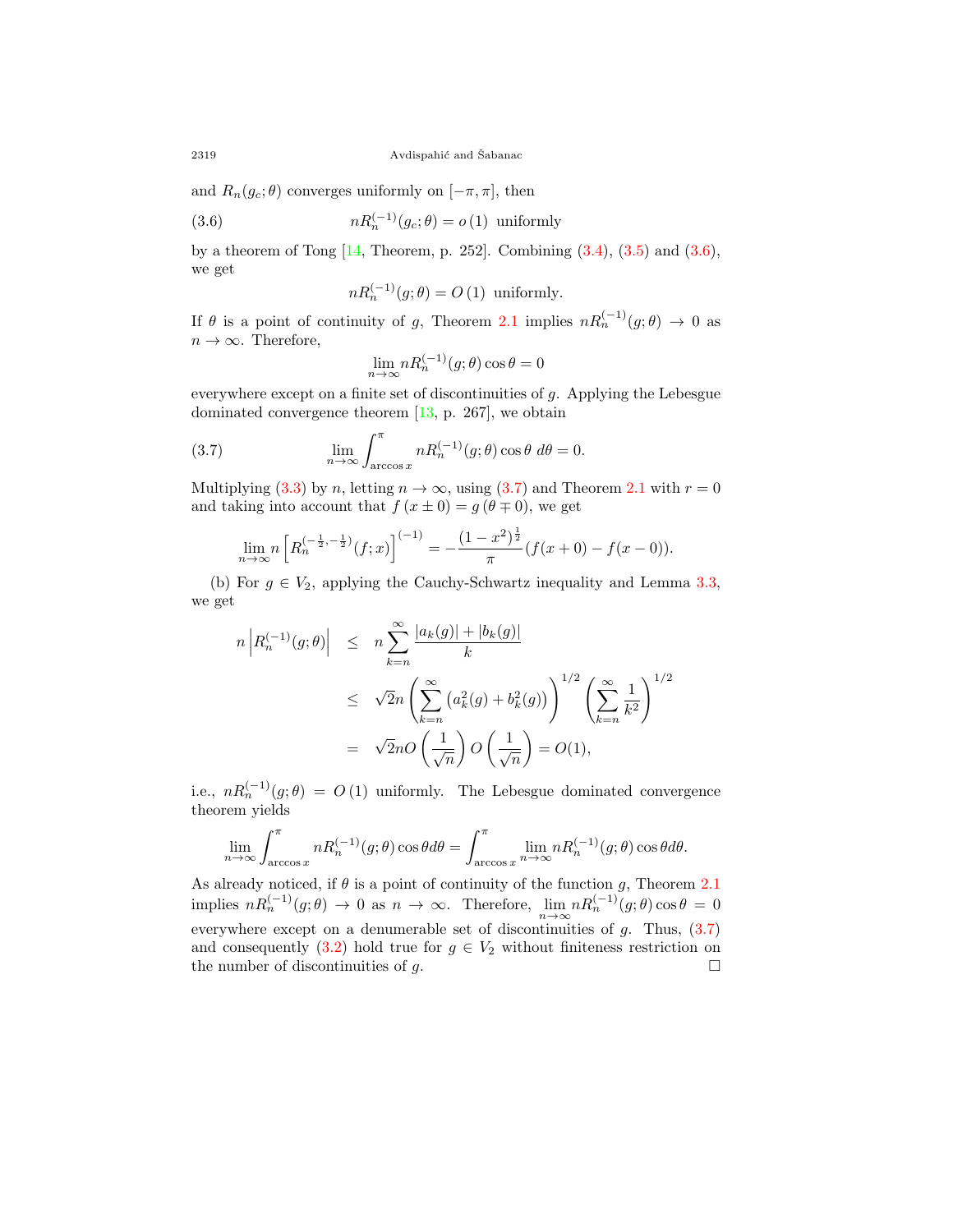and $R_n(g_c;\theta)$ converges uniformly on $[-\pi,\pi]$, then

$$nR_n^{(-1)}(g_c;\theta) = o\left(1\right) \text{ uniformly} \tag{3.6}$$

by a theorem of Tong [14, Theorem, p. 252]. Combining (3.4), (3.5) and (3.6), we get

$$nR_n^{(-1)}(g;\theta) = O\left(1\right) \text{ uniformly.}$$

If $\theta$ is a point of continuity of $g$, Theorem 2.1 implies $nR_n^{(-1)}(g;\theta) \to 0$ as $n \to \infty$. Therefore,

$$\lim_{n\to\infty} nR_n^{(-1)}(g;\theta)\cos\theta = 0$$

everywhere except on a finite set of discontinuities of $g$. Applying the Lebesgue dominated convergence theorem [13, p. 267], we obtain

$$\lim_{n\to\infty} \int_{\arccos x}^{\pi} nR_n^{(-1)}(g;\theta)\cos\theta \; d\theta = 0. \tag{3.7}$$

Multiplying (3.3) by $n$, letting $n \to \infty$, using (3.7) and Theorem 2.1 with $r = 0$ and taking into account that $f\left(x \pm 0\right) = g\left(\theta \mp 0\right)$, we get

$$\lim_{n\to\infty} n\left[R_n^{(-\frac{1}{2},-\frac{1}{2})}(f;x)\right]^{(-1)} = -\frac{(1-x^2)^{\frac{1}{2}}}{\pi}(f(x+0)-f(x-0)).$$

(b) For $g \in V_2$, applying the Cauchy-Schwartz inequality and Lemma 3.3, we get

$$\begin{aligned}
n\left|R_n^{(-1)}(g;\theta)\right| &\leq n\sum_{k=n}^{\infty}\frac{|a_k(g)|+|b_k(g)|}{k} \\
&\leq \sqrt{2}n\left(\sum_{k=n}^{\infty}\left(a_k^2(g)+b_k^2(g)\right)\right)^{1/2}\left(\sum_{k=n}^{\infty}\frac{1}{k^2}\right)^{1/2} \\
&= \sqrt{2}nO\left(\frac{1}{\sqrt{n}}\right)O\left(\frac{1}{\sqrt{n}}\right) = O(1),
\end{aligned}$$

i.e., $nR_n^{(-1)}(g;\theta) = O\left(1\right)$ uniformly. The Lebesgue dominated convergence theorem yields

$$\lim_{n\to\infty}\int_{\arccos x}^{\pi} nR_n^{(-1)}(g;\theta)\cos\theta d\theta = \int_{\arccos x}^{\pi}\lim_{n\to\infty} nR_n^{(-1)}(g;\theta)\cos\theta d\theta.$$

As already noticed, if $\theta$ is a point of continuity of the function $g$, Theorem 2.1 implies $nR_n^{(-1)}(g;\theta) \to 0$ as $n \to \infty$. Therefore, $\lim\limits_{n\to\infty} nR_n^{(-1)}(g;\theta)\cos\theta = 0$ everywhere except on a denumerable set of discontinuities of $g$. Thus, (3.7) and consequently (3.2) hold true for $g \in V_2$ without finiteness restriction on the number of discontinuities of $g$. □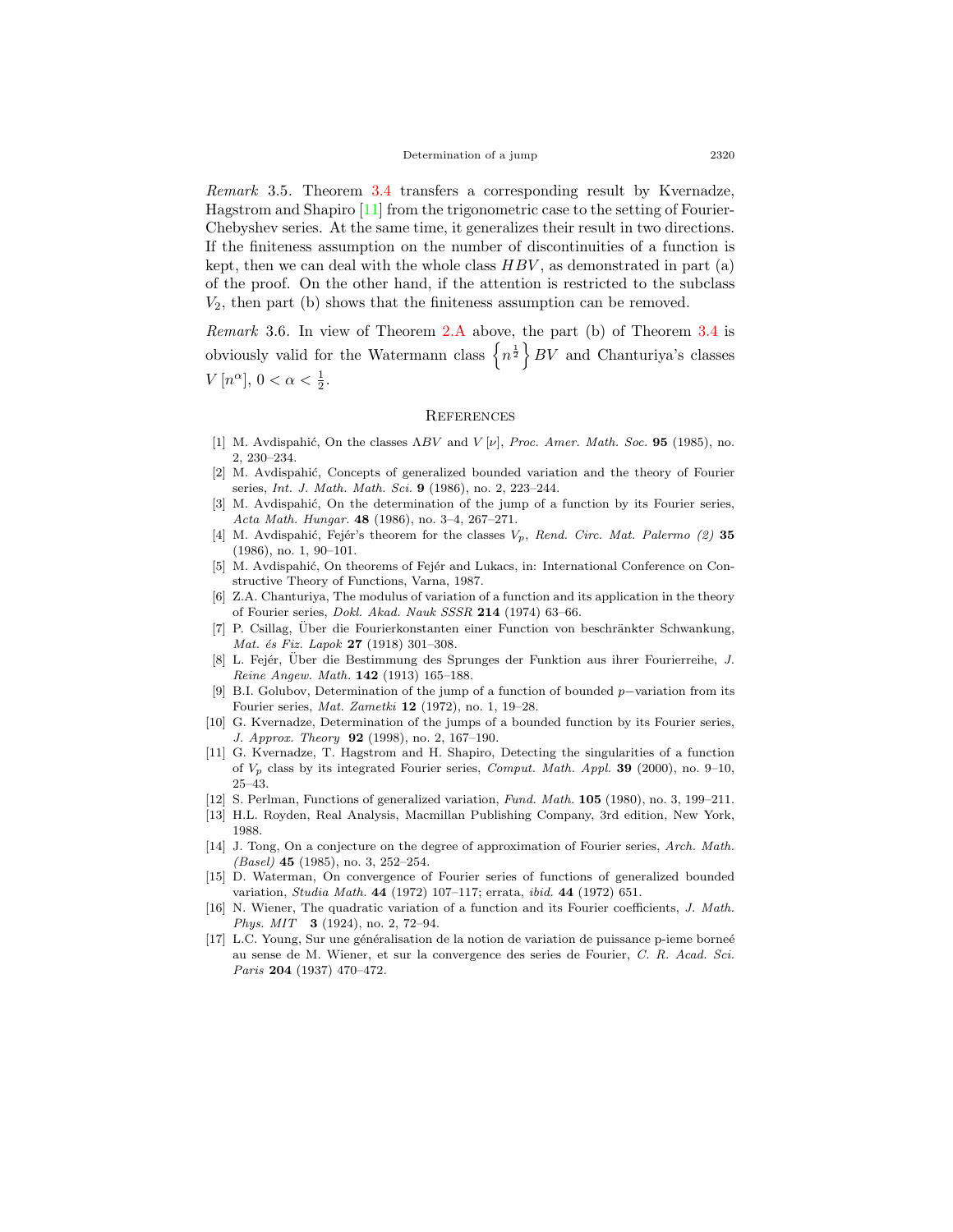*Remark* 3.5. Theorem 3.4 transfers a corresponding result by Kvernadze, Hagstrom and Shapiro [11] from the trigonometric case to the setting of Fourier-Chebyshev series. At the same time, it generalizes their result in two directions. If the finiteness assumption on the number of discontinuities of a function is kept, then we can deal with the whole class $HBV$, as demonstrated in part (a) of the proof. On the other hand, if the attention is restricted to the subclass $V_2$, then part (b) shows that the finiteness assumption can be removed.

*Remark* 3.6. In view of Theorem 2.A above, the part (b) of Theorem 3.4 is obviously valid for the Watermann class $\left\{n^{\frac{1}{2}}\right\}BV$ and Chanturiya's classes $V\left[n^{\alpha}\right]$, $0 < \alpha < \frac{1}{2}$.

## References

1. M. Avdispahić, On the classes $\Lambda BV$ and $V[\nu]$, *Proc. Amer. Math. Soc.* **95** (1985), no. 2, 230–234.
2. M. Avdispahić, Concepts of generalized bounded variation and the theory of Fourier series, *Int. J. Math. Math. Sci.* **9** (1986), no. 2, 223–244.
3. M. Avdispahić, On the determination of the jump of a function by its Fourier series, *Acta Math. Hungar.* **48** (1986), no. 3–4, 267–271.
4. M. Avdispahić, Fejér's theorem for the classes $V_p$, *Rend. Circ. Mat. Palermo (2)* **35** (1986), no. 1, 90–101.
5. M. Avdispahić, On theorems of Fejér and Lukacs, in: International Conference on Constructive Theory of Functions, Varna, 1987.
6. Z.A. Chanturiya, The modulus of variation of a function and its application in the theory of Fourier series, *Dokl. Akad. Nauk SSSR* **214** (1974) 63–66.
7. P. Csillag, Über die Fourierkonstanten einer Function von beschränkter Schwankung, *Mat. és Fiz. Lapok* **27** (1918) 301–308.
8. L. Fejér, Über die Bestimmung des Sprunges der Funktion aus ihrer Fourierreihe, *J. Reine Angew. Math.* **142** (1913) 165–188.
9. B.I. Golubov, Determination of the jump of a function of bounded $p-$variation from its Fourier series, *Mat. Zametki* **12** (1972), no. 1, 19–28.
10. G. Kvernadze, Determination of the jumps of a bounded function by its Fourier series, *J. Approx. Theory* **92** (1998), no. 2, 167–190.
11. G. Kvernadze, T. Hagstrom and H. Shapiro, Detecting the singularities of a function of $V_p$ class by its integrated Fourier series, *Comput. Math. Appl.* **39** (2000), no. 9–10, 25–43.
12. S. Perlman, Functions of generalized variation, *Fund. Math.* **105** (1980), no. 3, 199–211.
13. H.L. Royden, Real Analysis, Macmillan Publishing Company, 3rd edition, New York, 1988.
14. J. Tong, On a conjecture on the degree of approximation of Fourier series, *Arch. Math. (Basel)* **45** (1985), no. 3, 252–254.
15. D. Waterman, On convergence of Fourier series of functions of generalized bounded variation, *Studia Math.* **44** (1972) 107–117; errata, *ibid.* **44** (1972) 651.
16. N. Wiener, The quadratic variation of a function and its Fourier coefficients, *J. Math. Phys. MIT* **3** (1924), no. 2, 72–94.
17. L.C. Young, Sur une généralisation de la notion de variation de puissance p-ieme borneé au sense de M. Wiener, et sur la convergence des series de Fourier, *C. R. Acad. Sci. Paris* **204** (1937) 470–472.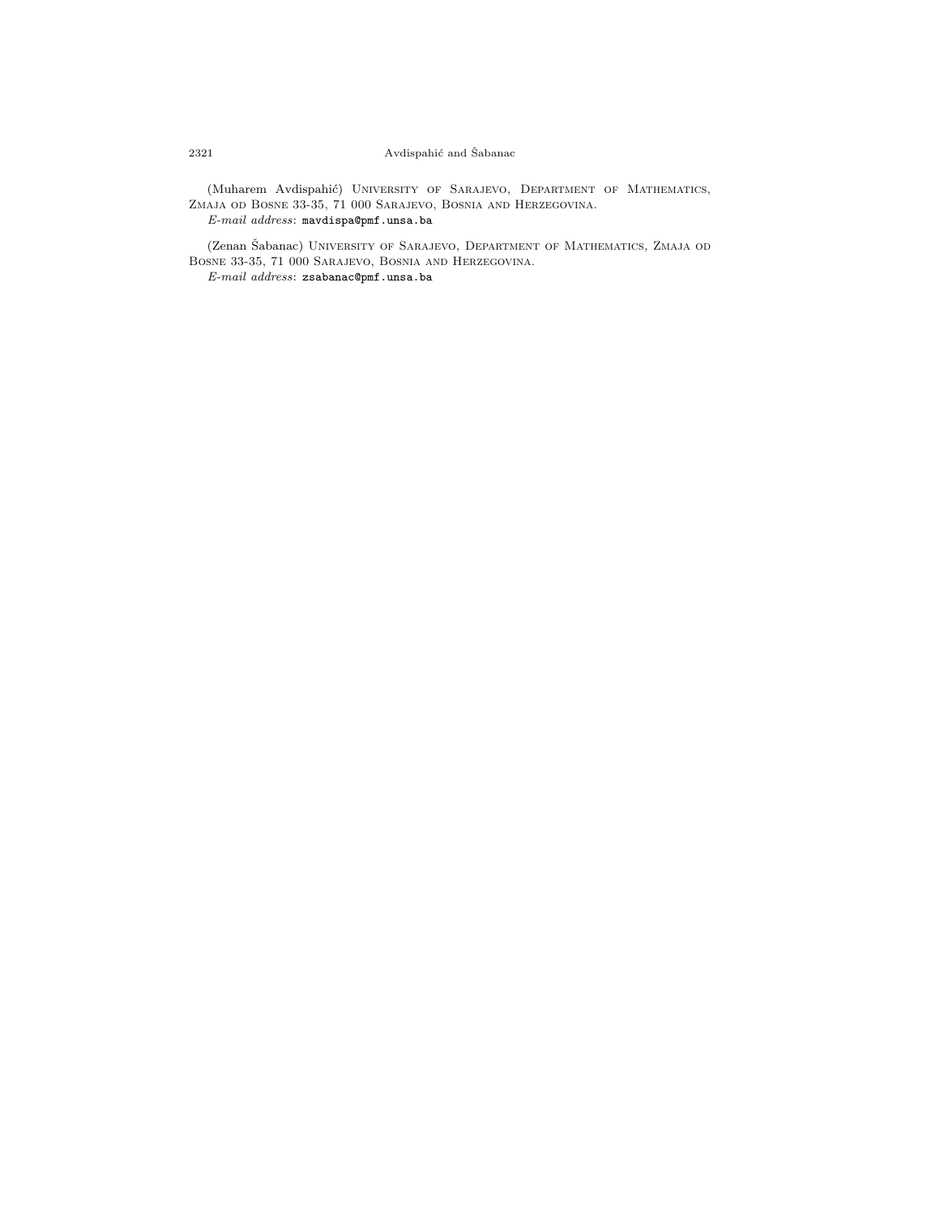(Muharem Avdispahić) University of Sarajevo, Department of Mathematics, Zmaja od Bosne 33-35, 71 000 Sarajevo, Bosnia and Herzegovina.
*E-mail address*: mavdispa@pmf.unsa.ba

(Zenan Šabanac) University of Sarajevo, Department of Mathematics, Zmaja od Bosne 33-35, 71 000 Sarajevo, Bosnia and Herzegovina.
*E-mail address*: zsabanac@pmf.unsa.ba